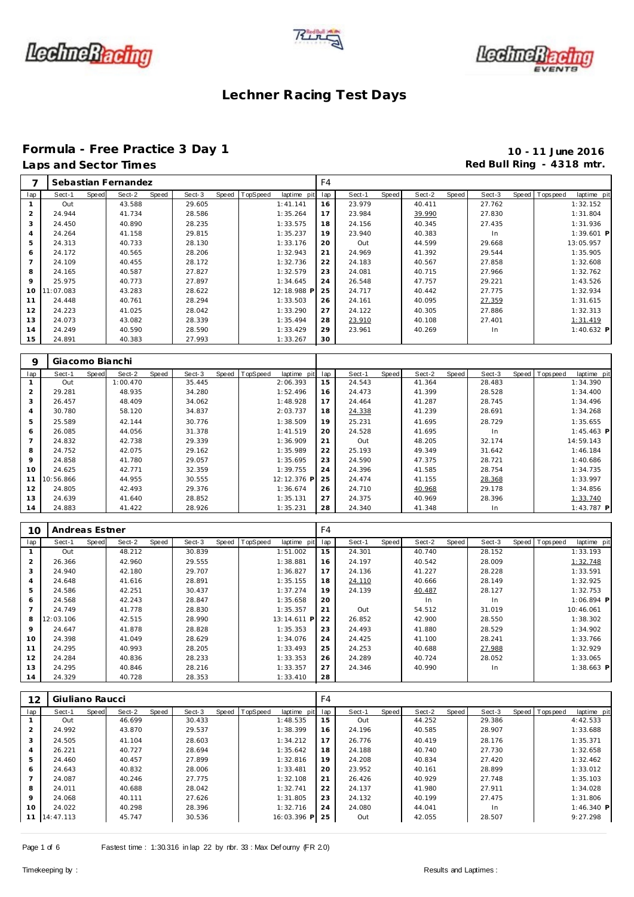# Lechner Racing Test Days

## Formula - Free Practice 3 Day 1

**Laps and Sector Times**

**10 - 11 June 2016**
**Red Bull Ring - 4318 mtr.**

| 7 | Sebastian Fernandez | | | | | | | | F4 | | | | | | | | |
|---|---|---|---|---|---|---|---|---|---|---|---|---|---|---|---|---|---|
| lap | Sect-1 | Speed | Sect-2 | Speed | Sect-3 | Speed | TopSpeed | laptime pit | lap | Sect-1 | Speed | Sect-2 | Speed | Sect-3 | Speed | Topspeed | laptime pit |
| 1 | Out | | 43.588 | | 29.605 | | | 1:41.141 | 16 | 23.979 | | 40.411 | | 27.762 | | | 1:32.152 |
| 2 | 24.944 | | 41.734 | | 28.586 | | | 1:35.264 | 17 | 23.984 | | 39.990 | | 27.830 | | | 1:31.804 |
| 3 | 24.450 | | 40.890 | | 28.235 | | | 1:33.575 | 18 | 24.156 | | 40.345 | | 27.435 | | | 1:31.936 |
| 4 | 24.264 | | 41.158 | | 29.815 | | | 1:35.237 | 19 | 23.940 | | 40.383 | | In | | | 1:39.601 P |
| 5 | 24.313 | | 40.733 | | 28.130 | | | 1:33.176 | 20 | Out | | 44.599 | | 29.668 | | | 13:05.957 |
| 6 | 24.172 | | 40.565 | | 28.206 | | | 1:32.943 | 21 | 24.969 | | 41.392 | | 29.544 | | | 1:35.905 |
| 7 | 24.109 | | 40.455 | | 28.172 | | | 1:32.736 | 22 | 24.183 | | 40.567 | | 27.858 | | | 1:32.608 |
| 8 | 24.165 | | 40.587 | | 27.827 | | | 1:32.579 | 23 | 24.081 | | 40.715 | | 27.966 | | | 1:32.762 |
| 9 | 25.975 | | 40.773 | | 27.897 | | | 1:34.645 | 24 | 26.548 | | 47.757 | | 29.221 | | | 1:43.526 |
| 10 | 11:07.083 | | 43.283 | | 28.622 | | | 12:18.988 P | 25 | 24.717 | | 40.442 | | 27.775 | | | 1:32.934 |
| 11 | 24.448 | | 40.761 | | 28.294 | | | 1:33.503 | 26 | 24.161 | | 40.095 | | 27.359 | | | 1:31.615 |
| 12 | 24.223 | | 41.025 | | 28.042 | | | 1:33.290 | 27 | 24.122 | | 40.305 | | 27.886 | | | 1:32.313 |
| 13 | 24.073 | | 43.082 | | 28.339 | | | 1:35.494 | 28 | 23.910 | | 40.108 | | 27.401 | | | 1:31.419 |
| 14 | 24.249 | | 40.590 | | 28.590 | | | 1:33.429 | 29 | 23.961 | | 40.269 | | In | | | 1:40.632 P |
| 15 | 24.891 | | 40.383 | | 27.993 | | | 1:33.267 | 30 | | | | | | | | |

| 9 | Giacomo Bianchi | | | | | | | | | | | | | | | | |
|---|---|---|---|---|---|---|---|---|---|---|---|---|---|---|---|---|---|
| lap | Sect-1 | Speed | Sect-2 | Speed | Sect-3 | Speed | TopSpeed | laptime pit | lap | Sect-1 | Speed | Sect-2 | Speed | Sect-3 | Speed | Topspeed | laptime pit |
| 1 | Out | | 1:00.470 | | 35.445 | | | 2:06.393 | 15 | 24.543 | | 41.364 | | 28.483 | | | 1:34.390 |
| 2 | 29.281 | | 48.935 | | 34.280 | | | 1:52.496 | 16 | 24.473 | | 41.399 | | 28.528 | | | 1:34.400 |
| 3 | 26.457 | | 48.409 | | 34.062 | | | 1:48.928 | 17 | 24.464 | | 41.287 | | 28.745 | | | 1:34.496 |
| 4 | 30.780 | | 58.120 | | 34.837 | | | 2:03.737 | 18 | 24.338 | | 41.239 | | 28.691 | | | 1:34.268 |
| 5 | 25.589 | | 42.144 | | 30.776 | | | 1:38.509 | 19 | 25.231 | | 41.695 | | 28.729 | | | 1:35.655 |
| 6 | 26.085 | | 44.056 | | 31.378 | | | 1:41.519 | 20 | 24.528 | | 41.695 | | In | | | 1:45.463 P |
| 7 | 24.832 | | 42.738 | | 29.339 | | | 1:36.909 | 21 | Out | | 48.205 | | 32.174 | | | 14:59.143 |
| 8 | 24.752 | | 42.075 | | 29.162 | | | 1:35.989 | 22 | 25.193 | | 49.349 | | 31.642 | | | 1:46.184 |
| 9 | 24.858 | | 41.780 | | 29.057 | | | 1:35.695 | 23 | 24.590 | | 47.375 | | 28.721 | | | 1:40.686 |
| 10 | 24.625 | | 42.771 | | 32.359 | | | 1:39.755 | 24 | 24.396 | | 41.585 | | 28.754 | | | 1:34.735 |
| 11 | 10:56.866 | | 44.955 | | 30.555 | | | 12:12.376 P | 25 | 24.474 | | 41.155 | | 28.368 | | | 1:33.997 |
| 12 | 24.805 | | 42.493 | | 29.376 | | | 1:36.674 | 26 | 24.710 | | 40.968 | | 29.178 | | | 1:34.856 |
| 13 | 24.639 | | 41.640 | | 28.852 | | | 1:35.131 | 27 | 24.375 | | 40.969 | | 28.396 | | | 1:33.740 |
| 14 | 24.883 | | 41.422 | | 28.926 | | | 1:35.231 | 28 | 24.340 | | 41.348 | | In | | | 1:43.787 P |

| 10 | Andreas Estner | | | | | | | | F4 | | | | | | | | |
|---|---|---|---|---|---|---|---|---|---|---|---|---|---|---|---|---|---|
| lap | Sect-1 | Speed | Sect-2 | Speed | Sect-3 | Speed | TopSpeed | laptime pit | lap | Sect-1 | Speed | Sect-2 | Speed | Sect-3 | Speed | Topspeed | laptime pit |
| 1 | Out | | 48.212 | | 30.839 | | | 1:51.002 | 15 | 24.301 | | 40.740 | | 28.152 | | | 1:33.193 |
| 2 | 26.366 | | 42.960 | | 29.555 | | | 1:38.881 | 16 | 24.197 | | 40.542 | | 28.009 | | | 1:32.748 |
| 3 | 24.940 | | 42.180 | | 29.707 | | | 1:36.827 | 17 | 24.136 | | 41.227 | | 28.228 | | | 1:33.591 |
| 4 | 24.648 | | 41.616 | | 28.891 | | | 1:35.155 | 18 | 24.110 | | 40.666 | | 28.149 | | | 1:32.925 |
| 5 | 24.586 | | 42.251 | | 30.437 | | | 1:37.274 | 19 | 24.139 | | 40.487 | | 28.127 | | | 1:32.753 |
| 6 | 24.568 | | 42.243 | | 28.847 | | | 1:35.658 | 20 | In | | In | | In | | | 1:06.894 P |
| 7 | 24.749 | | 41.778 | | 28.830 | | | 1:35.357 | 21 | Out | | 54.512 | | 31.019 | | | 10:46.061 |
| 8 | 12:03.106 | | 42.515 | | 28.990 | | | 13:14.611 P | 22 | 26.852 | | 42.900 | | 28.550 | | | 1:38.302 |
| 9 | 24.647 | | 41.878 | | 28.828 | | | 1:35.353 | 23 | 24.493 | | 41.880 | | 28.529 | | | 1:34.902 |
| 10 | 24.398 | | 41.049 | | 28.629 | | | 1:34.076 | 24 | 24.425 | | 41.100 | | 28.241 | | | 1:33.766 |
| 11 | 24.295 | | 40.993 | | 28.205 | | | 1:33.493 | 25 | 24.253 | | 40.688 | | 27.988 | | | 1:32.929 |
| 12 | 24.284 | | 40.836 | | 28.233 | | | 1:33.353 | 26 | 24.289 | | 40.724 | | 28.052 | | | 1:33.065 |
| 13 | 24.295 | | 40.846 | | 28.216 | | | 1:33.357 | 27 | 24.346 | | 40.990 | | In | | | 1:38.663 P |
| 14 | 24.329 | | 40.728 | | 28.353 | | | 1:33.410 | 28 | | | | | | | | |

| 12 | Giuliano Raucci | | | | | | | | F4 | | | | | | | | |
|---|---|---|---|---|---|---|---|---|---|---|---|---|---|---|---|---|---|
| lap | Sect-1 | Speed | Sect-2 | Speed | Sect-3 | Speed | TopSpeed | laptime pit | lap | Sect-1 | Speed | Sect-2 | Speed | Sect-3 | Speed | Topspeed | laptime pit |
| 1 | Out | | 46.699 | | 30.433 | | | 1:48.535 | 15 | Out | | 44.252 | | 29.386 | | | 4:42.533 |
| 2 | 24.992 | | 43.870 | | 29.537 | | | 1:38.399 | 16 | 24.196 | | 40.585 | | 28.907 | | | 1:33.688 |
| 3 | 24.505 | | 41.104 | | 28.603 | | | 1:34.212 | 17 | 26.776 | | 40.419 | | 28.176 | | | 1:35.371 |
| 4 | 26.221 | | 40.727 | | 28.694 | | | 1:35.642 | 18 | 24.188 | | 40.740 | | 27.730 | | | 1:32.658 |
| 5 | 24.460 | | 40.457 | | 27.899 | | | 1:32.816 | 19 | 24.208 | | 40.834 | | 27.420 | | | 1:32.462 |
| 6 | 24.643 | | 40.832 | | 28.006 | | | 1:33.481 | 20 | 23.952 | | 40.161 | | 28.899 | | | 1:33.012 |
| 7 | 24.087 | | 40.246 | | 27.775 | | | 1:32.108 | 21 | 26.426 | | 40.929 | | 27.748 | | | 1:35.103 |
| 8 | 24.011 | | 40.688 | | 28.042 | | | 1:32.741 | 22 | 24.137 | | 41.980 | | 27.911 | | | 1:34.028 |
| 9 | 24.068 | | 40.111 | | 27.626 | | | 1:31.805 | 23 | 24.132 | | 40.199 | | 27.475 | | | 1:31.806 |
| 10 | 24.022 | | 40.298 | | 28.396 | | | 1:32.716 | 24 | 24.080 | | 44.041 | | In | | | 1:46.340 P |
| 11 | 14:47.113 | | 45.747 | | 30.536 | | | 16:03.396 P | 25 | Out | | 42.055 | | 28.507 | | | 9:27.298 |

Fastest time : 1:30.316 in lap 22 by nbr. 33 : Max Defourny (FR 2.0)

Timekeeping by :

Results and Laptimes :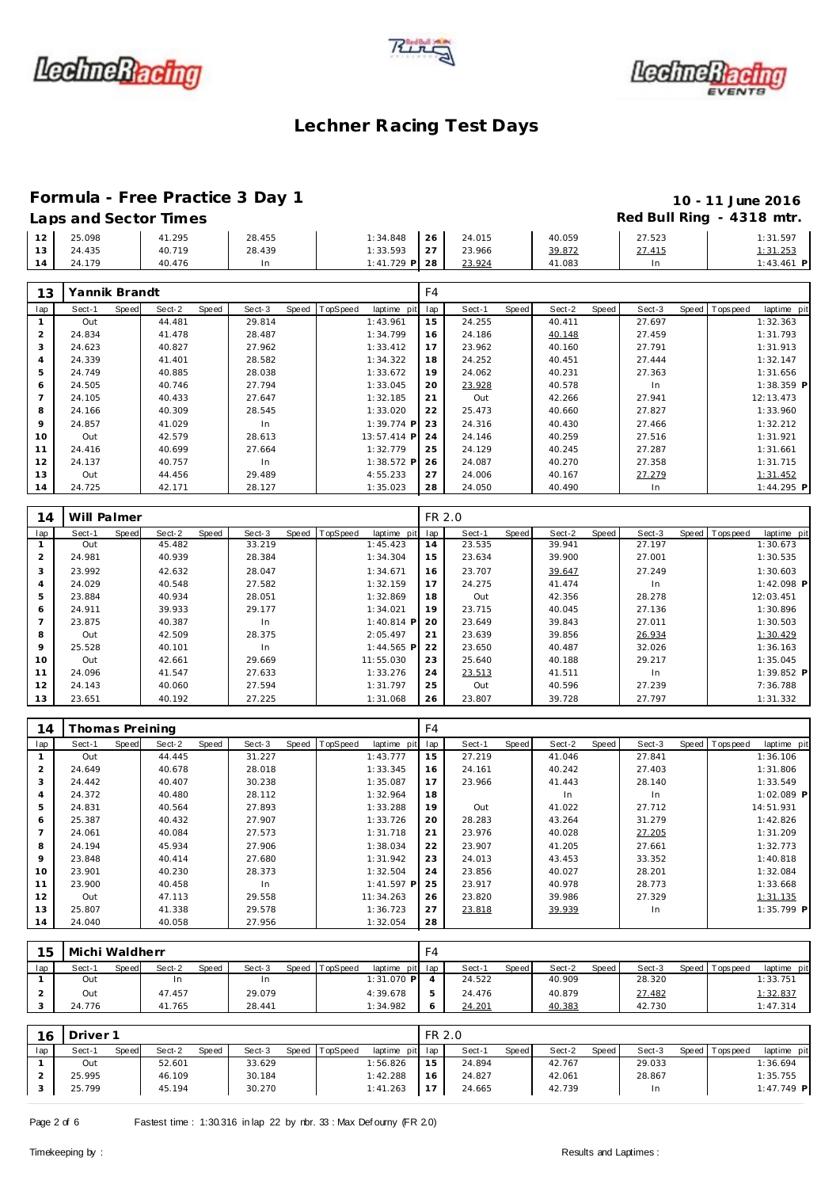# Lechner Racing Test Days

## Formula - Free Practice 3 Day 1

**10 - 11 June 2016**

**Laps and Sector Times**

**Red Bull Ring - 4318 mtr.**

| lap | Sect-1 | Speed | Sect-2 | Speed | Sect-3 | Speed | TopSpeed | laptime pit | lap | Sect-1 | Speed | Sect-2 | Speed | Sect-3 | Speed | Topspeed | laptime pit |
|---|---|---|---|---|---|---|---|---|---|---|---|---|---|---|---|---|---|
| 12 | 25.098 | | 41.295 | | 28.455 | | | 1:34.848 | 26 | 24.015 | | 40.059 | | 27.523 | | | 1:31.597 |
| 13 | 24.435 | | 40.719 | | 28.439 | | | 1:33.593 | 27 | 23.966 | | 39.872 | | 27.415 | | | 1:31.253 |
| 14 | 24.179 | | 40.476 | | In | | | 1:41.729 P | 28 | 23.924 | | 41.083 | | In | | | 1:43.461 P |

### 13 Yannik Brandt — F4

| lap | Sect-1 | Speed | Sect-2 | Speed | Sect-3 | Speed | TopSpeed | laptime pit | lap | Sect-1 | Speed | Sect-2 | Speed | Sect-3 | Speed | Topspeed | laptime pit |
|---|---|---|---|---|---|---|---|---|---|---|---|---|---|---|---|---|---|
| 1 | Out | | 44.481 | | 29.814 | | | 1:43.961 | 15 | 24.255 | | 40.411 | | 27.697 | | | 1:32.363 |
| 2 | 24.834 | | 41.478 | | 28.487 | | | 1:34.799 | 16 | 24.186 | | 40.148 | | 27.459 | | | 1:31.793 |
| 3 | 24.623 | | 40.827 | | 27.962 | | | 1:33.412 | 17 | 23.962 | | 40.160 | | 27.791 | | | 1:31.913 |
| 4 | 24.339 | | 41.401 | | 28.582 | | | 1:34.322 | 18 | 24.252 | | 40.451 | | 27.444 | | | 1:32.147 |
| 5 | 24.749 | | 40.885 | | 28.038 | | | 1:33.672 | 19 | 24.062 | | 40.231 | | 27.363 | | | 1:31.656 |
| 6 | 24.505 | | 40.746 | | 27.794 | | | 1:33.045 | 20 | 23.928 | | 40.578 | | In | | | 1:38.359 P |
| 7 | 24.105 | | 40.433 | | 27.647 | | | 1:32.185 | 21 | Out | | 42.266 | | 27.941 | | | 12:13.473 |
| 8 | 24.166 | | 40.309 | | 28.545 | | | 1:33.020 | 22 | 25.473 | | 40.660 | | 27.827 | | | 1:33.960 |
| 9 | 24.857 | | 41.029 | | In | | | 1:39.774 P | 23 | 24.316 | | 40.430 | | 27.466 | | | 1:32.212 |
| 10 | Out | | 42.579 | | 28.613 | | | 13:57.414 P | 24 | 24.146 | | 40.259 | | 27.516 | | | 1:31.921 |
| 11 | 24.416 | | 40.699 | | 27.664 | | | 1:32.779 | 25 | 24.129 | | 40.245 | | 27.287 | | | 1:31.661 |
| 12 | 24.137 | | 40.757 | | In | | | 1:38.572 P | 26 | 24.087 | | 40.270 | | 27.358 | | | 1:31.715 |
| 13 | Out | | 44.456 | | 29.489 | | | 4:55.233 | 27 | 24.006 | | 40.167 | | 27.279 | | | 1:31.452 |
| 14 | 24.725 | | 42.171 | | 28.127 | | | 1:35.023 | 28 | 24.050 | | 40.490 | | In | | | 1:44.295 P |

### 14 Will Palmer — FR 2.0

| lap | Sect-1 | Speed | Sect-2 | Speed | Sect-3 | Speed | TopSpeed | laptime pit | lap | Sect-1 | Speed | Sect-2 | Speed | Sect-3 | Speed | Topspeed | laptime pit |
|---|---|---|---|---|---|---|---|---|---|---|---|---|---|---|---|---|---|
| 1 | Out | | 45.482 | | 33.219 | | | 1:45.423 | 14 | 23.535 | | 39.941 | | 27.197 | | | 1:30.673 |
| 2 | 24.981 | | 40.939 | | 28.384 | | | 1:34.304 | 15 | 23.634 | | 39.900 | | 27.001 | | | 1:30.535 |
| 3 | 23.992 | | 42.632 | | 28.047 | | | 1:34.671 | 16 | 23.707 | | 39.647 | | 27.249 | | | 1:30.603 |
| 4 | 24.029 | | 40.548 | | 27.582 | | | 1:32.159 | 17 | 24.275 | | 41.474 | | In | | | 1:42.098 P |
| 5 | 23.884 | | 40.934 | | 28.051 | | | 1:32.869 | 18 | Out | | 42.356 | | 28.278 | | | 12:03.451 |
| 6 | 24.911 | | 39.933 | | 29.177 | | | 1:34.021 | 19 | 23.715 | | 40.045 | | 27.136 | | | 1:30.896 |
| 7 | 23.875 | | 40.387 | | In | | | 1:40.814 P | 20 | 23.649 | | 39.843 | | 27.011 | | | 1:30.503 |
| 8 | Out | | 42.509 | | 28.375 | | | 2:05.497 | 21 | 23.639 | | 39.856 | | 26.934 | | | 1:30.429 |
| 9 | 25.528 | | 40.101 | | In | | | 1:44.565 P | 22 | 23.650 | | 40.487 | | 32.026 | | | 1:36.163 |
| 10 | Out | | 42.661 | | 29.669 | | | 11:55.030 | 23 | 25.640 | | 40.188 | | 29.217 | | | 1:35.045 |
| 11 | 24.096 | | 41.547 | | 27.633 | | | 1:33.276 | 24 | 23.513 | | 41.511 | | In | | | 1:39.852 P |
| 12 | 24.143 | | 40.060 | | 27.594 | | | 1:31.797 | 25 | Out | | 40.596 | | 27.239 | | | 7:36.788 |
| 13 | 23.651 | | 40.192 | | 27.225 | | | 1:31.068 | 26 | 23.807 | | 39.728 | | 27.797 | | | 1:31.332 |

### 14 Thomas Preining — F4

| lap | Sect-1 | Speed | Sect-2 | Speed | Sect-3 | Speed | TopSpeed | laptime pit | lap | Sect-1 | Speed | Sect-2 | Speed | Sect-3 | Speed | Topspeed | laptime pit |
|---|---|---|---|---|---|---|---|---|---|---|---|---|---|---|---|---|---|
| 1 | Out | | 44.445 | | 31.227 | | | 1:43.777 | 15 | 27.219 | | 41.046 | | 27.841 | | | 1:36.106 |
| 2 | 24.649 | | 40.678 | | 28.018 | | | 1:33.345 | 16 | 24.161 | | 40.242 | | 27.403 | | | 1:31.806 |
| 3 | 24.442 | | 40.407 | | 30.238 | | | 1:35.087 | 17 | 23.966 | | 41.443 | | 28.140 | | | 1:33.549 |
| 4 | 24.372 | | 40.480 | | 28.112 | | | 1:32.964 | 18 | | | In | | In | | | 1:02.089 P |
| 5 | 24.831 | | 40.564 | | 27.893 | | | 1:33.288 | 19 | Out | | 41.022 | | 27.712 | | | 14:51.931 |
| 6 | 25.387 | | 40.432 | | 27.907 | | | 1:33.726 | 20 | 28.283 | | 43.264 | | 31.279 | | | 1:42.826 |
| 7 | 24.061 | | 40.084 | | 27.573 | | | 1:31.718 | 21 | 23.976 | | 40.028 | | 27.205 | | | 1:31.209 |
| 8 | 24.194 | | 45.934 | | 27.906 | | | 1:38.034 | 22 | 23.907 | | 41.205 | | 27.661 | | | 1:32.773 |
| 9 | 23.848 | | 40.414 | | 27.680 | | | 1:31.942 | 23 | 24.013 | | 43.453 | | 33.352 | | | 1:40.818 |
| 10 | 23.901 | | 40.230 | | 28.373 | | | 1:32.504 | 24 | 23.856 | | 40.027 | | 28.201 | | | 1:32.084 |
| 11 | 23.900 | | 40.458 | | In | | | 1:41.597 P | 25 | 23.917 | | 40.978 | | 28.773 | | | 1:33.668 |
| 12 | Out | | 47.113 | | 29.558 | | | 11:34.263 | 26 | 23.820 | | 39.986 | | 27.329 | | | 1:31.135 |
| 13 | 25.807 | | 41.338 | | 29.578 | | | 1:36.723 | 27 | 23.818 | | 39.939 | | In | | | 1:35.799 P |
| 14 | 24.040 | | 40.058 | | 27.956 | | | 1:32.054 | 28 | | | | | | | | |

### 15 Michi Waldherr — F4

| lap | Sect-1 | Speed | Sect-2 | Speed | Sect-3 | Speed | TopSpeed | laptime pit | lap | Sect-1 | Speed | Sect-2 | Speed | Sect-3 | Speed | Topspeed | laptime pit |
|---|---|---|---|---|---|---|---|---|---|---|---|---|---|---|---|---|---|
| 1 | Out | | In | | In | | | 1:31.070 P | 4 | 24.522 | | 40.909 | | 28.320 | | | 1:33.751 |
| 2 | Out | | 47.457 | | 29.079 | | | 4:39.678 | 5 | 24.476 | | 40.879 | | 27.482 | | | 1:32.837 |
| 3 | 24.776 | | 41.765 | | 28.441 | | | 1:34.982 | 6 | 24.201 | | 40.383 | | 42.730 | | | 1:47.314 |

### 16 Driver 1 — FR 2.0

| lap | Sect-1 | Speed | Sect-2 | Speed | Sect-3 | Speed | TopSpeed | laptime pit | lap | Sect-1 | Speed | Sect-2 | Speed | Sect-3 | Speed | Topspeed | laptime pit |
|---|---|---|---|---|---|---|---|---|---|---|---|---|---|---|---|---|---|
| 1 | Out | | 52.601 | | 33.629 | | | 1:56.826 | 15 | 24.894 | | 42.767 | | 29.033 | | | 1:36.694 |
| 2 | 25.995 | | 46.109 | | 30.184 | | | 1:42.288 | 16 | 24.827 | | 42.061 | | 28.867 | | | 1:35.755 |
| 3 | 25.799 | | 45.194 | | 30.270 | | | 1:41.263 | 17 | 24.665 | | 42.739 | | In | | | 1:47.749 P |

Fastest time : 1:30.316 in lap 22 by nbr. 33 : Max Defourny (FR 2.0)

Timekeeping by : Results and Laptimes :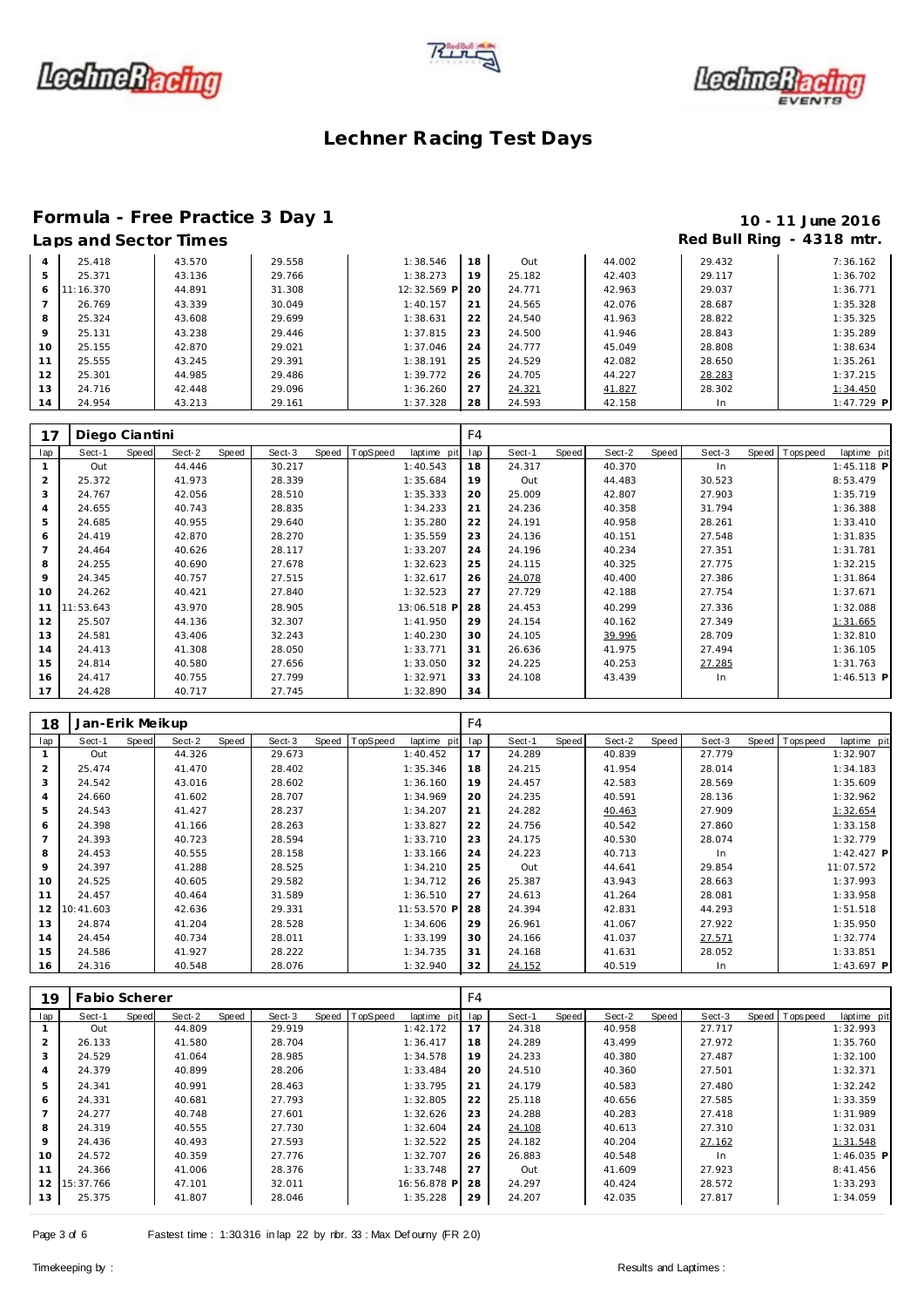# Lechner Racing Test Days

## Formula - Free Practice 3 Day 1

**10 - 11 June 2016**

### Laps and Sector Times

**Red Bull Ring - 4318 mtr.**

| lap | Sect-1 | Speed | Sect-2 | Speed | Sect-3 | Speed | TopSpeed | laptime pit | lap | Sect-1 | Speed | Sect-2 | Speed | Sect-3 | Speed | Topspeed | laptime pit |
|---|---|---|---|---|---|---|---|---|---|---|---|---|---|---|---|---|---|
| 4 | 25.418 | | 43.570 | | 29.558 | | | 1:38.546 | 18 | Out | | 44.002 | | 29.432 | | | 7:36.162 |
| 5 | 25.371 | | 43.136 | | 29.766 | | | 1:38.273 | 19 | 25.182 | | 42.403 | | 29.117 | | | 1:36.702 |
| 6 | 11:16.370 | | 44.891 | | 31.308 | | | 12:32.569 P | 20 | 24.771 | | 42.963 | | 29.037 | | | 1:36.771 |
| 7 | 26.769 | | 43.339 | | 30.049 | | | 1:40.157 | 21 | 24.565 | | 42.076 | | 28.687 | | | 1:35.328 |
| 8 | 25.324 | | 43.608 | | 29.699 | | | 1:38.631 | 22 | 24.540 | | 41.963 | | 28.822 | | | 1:35.325 |
| 9 | 25.131 | | 43.238 | | 29.446 | | | 1:37.815 | 23 | 24.500 | | 41.946 | | 28.843 | | | 1:35.289 |
| 10 | 25.155 | | 42.870 | | 29.021 | | | 1:37.046 | 24 | 24.777 | | 45.049 | | 28.808 | | | 1:38.634 |
| 11 | 25.555 | | 43.245 | | 29.391 | | | 1:38.191 | 25 | 24.529 | | 42.082 | | 28.650 | | | 1:35.261 |
| 12 | 25.301 | | 44.985 | | 29.486 | | | 1:39.772 | 26 | 24.705 | | 44.227 | | 28.283 | | | 1:37.215 |
| 13 | 24.716 | | 42.448 | | 29.096 | | | 1:36.260 | 27 | 24.321 | | 41.827 | | 28.302 | | | 1:34.450 |
| 14 | 24.954 | | 43.213 | | 29.161 | | | 1:37.328 | 28 | 24.593 | | 42.158 | | In | | | 1:47.729 P |

**17 Diego Ciantini** — F4

| lap | Sect-1 | Speed | Sect-2 | Speed | Sect-3 | Speed | TopSpeed | laptime pit | lap | Sect-1 | Speed | Sect-2 | Speed | Sect-3 | Speed | Topspeed | laptime pit |
|---|---|---|---|---|---|---|---|---|---|---|---|---|---|---|---|---|---|
| 1 | Out | | 44.446 | | 30.217 | | | 1:40.543 | 18 | 24.317 | | 40.370 | | In | | | 1:45.118 P |
| 2 | 25.372 | | 41.973 | | 28.339 | | | 1:35.684 | 19 | Out | | 44.483 | | 30.523 | | | 8:53.479 |
| 3 | 24.767 | | 42.056 | | 28.510 | | | 1:35.333 | 20 | 25.009 | | 42.807 | | 27.903 | | | 1:35.719 |
| 4 | 24.655 | | 40.743 | | 28.835 | | | 1:34.233 | 21 | 24.236 | | 40.358 | | 31.794 | | | 1:36.388 |
| 5 | 24.685 | | 40.955 | | 29.640 | | | 1:35.280 | 22 | 24.191 | | 40.958 | | 28.261 | | | 1:33.410 |
| 6 | 24.419 | | 42.870 | | 28.270 | | | 1:35.559 | 23 | 24.136 | | 40.151 | | 27.548 | | | 1:31.835 |
| 7 | 24.464 | | 40.626 | | 28.117 | | | 1:33.207 | 24 | 24.196 | | 40.234 | | 27.351 | | | 1:31.781 |
| 8 | 24.255 | | 40.690 | | 27.678 | | | 1:32.623 | 25 | 24.115 | | 40.325 | | 27.775 | | | 1:32.215 |
| 9 | 24.345 | | 40.757 | | 27.515 | | | 1:32.617 | 26 | 24.078 | | 40.400 | | 27.386 | | | 1:31.864 |
| 10 | 24.262 | | 40.421 | | 27.840 | | | 1:32.523 | 27 | 27.729 | | 42.188 | | 27.754 | | | 1:37.671 |
| 11 | 11:53.643 | | 43.970 | | 28.905 | | | 13:06.518 P | 28 | 24.453 | | 40.299 | | 27.336 | | | 1:32.088 |
| 12 | 25.507 | | 44.136 | | 32.307 | | | 1:41.950 | 29 | 24.154 | | 40.162 | | 27.349 | | | 1:31.665 |
| 13 | 24.581 | | 43.406 | | 32.243 | | | 1:40.230 | 30 | 24.105 | | 39.996 | | 28.709 | | | 1:32.810 |
| 14 | 24.413 | | 41.308 | | 28.050 | | | 1:33.771 | 31 | 26.636 | | 41.975 | | 27.494 | | | 1:36.105 |
| 15 | 24.814 | | 40.580 | | 27.656 | | | 1:33.050 | 32 | 24.225 | | 40.253 | | 27.285 | | | 1:31.763 |
| 16 | 24.417 | | 40.755 | | 27.799 | | | 1:32.971 | 33 | 24.108 | | 43.439 | | In | | | 1:46.513 P |
| 17 | 24.428 | | 40.717 | | 27.745 | | | 1:32.890 | 34 | | | | | | | | |

**18 Jan-Erik Meikup** — F4

| lap | Sect-1 | Speed | Sect-2 | Speed | Sect-3 | Speed | TopSpeed | laptime pit | lap | Sect-1 | Speed | Sect-2 | Speed | Sect-3 | Speed | Topspeed | laptime pit |
|---|---|---|---|---|---|---|---|---|---|---|---|---|---|---|---|---|---|
| 1 | Out | | 44.326 | | 29.673 | | | 1:40.452 | 17 | 24.289 | | 40.839 | | 27.779 | | | 1:32.907 |
| 2 | 25.474 | | 41.470 | | 28.402 | | | 1:35.346 | 18 | 24.215 | | 41.954 | | 28.014 | | | 1:34.183 |
| 3 | 24.542 | | 43.016 | | 28.602 | | | 1:36.160 | 19 | 24.457 | | 42.583 | | 28.569 | | | 1:35.609 |
| 4 | 24.660 | | 41.602 | | 28.707 | | | 1:34.969 | 20 | 24.235 | | 40.591 | | 28.136 | | | 1:32.962 |
| 5 | 24.543 | | 41.427 | | 28.237 | | | 1:34.207 | 21 | 24.282 | | 40.463 | | 27.909 | | | 1:32.654 |
| 6 | 24.398 | | 41.166 | | 28.263 | | | 1:33.827 | 22 | 24.756 | | 40.542 | | 27.860 | | | 1:33.158 |
| 7 | 24.393 | | 40.723 | | 28.594 | | | 1:33.710 | 23 | 24.175 | | 40.530 | | 28.074 | | | 1:32.779 |
| 8 | 24.453 | | 40.555 | | 28.158 | | | 1:33.166 | 24 | 24.223 | | 40.713 | | In | | | 1:42.427 P |
| 9 | 24.397 | | 41.288 | | 28.525 | | | 1:34.210 | 25 | Out | | 44.641 | | 29.854 | | | 11:07.572 |
| 10 | 24.525 | | 40.605 | | 29.582 | | | 1:34.712 | 26 | 25.387 | | 43.943 | | 28.663 | | | 1:37.993 |
| 11 | 24.457 | | 40.464 | | 31.589 | | | 1:36.510 | 27 | 24.613 | | 41.264 | | 28.081 | | | 1:33.958 |
| 12 | 10:41.603 | | 42.636 | | 29.331 | | | 11:53.570 P | 28 | 24.394 | | 42.831 | | 44.293 | | | 1:51.518 |
| 13 | 24.874 | | 41.204 | | 28.528 | | | 1:34.606 | 29 | 26.961 | | 41.067 | | 27.922 | | | 1:35.950 |
| 14 | 24.454 | | 40.734 | | 28.011 | | | 1:33.199 | 30 | 24.166 | | 41.037 | | 27.571 | | | 1:32.774 |
| 15 | 24.586 | | 41.927 | | 28.222 | | | 1:34.735 | 31 | 24.168 | | 41.631 | | 28.052 | | | 1:33.851 |
| 16 | 24.316 | | 40.548 | | 28.076 | | | 1:32.940 | 32 | 24.152 | | 40.519 | | In | | | 1:43.697 P |

**19 Fabio Scherer** — F4

| lap | Sect-1 | Speed | Sect-2 | Speed | Sect-3 | Speed | TopSpeed | laptime pit | lap | Sect-1 | Speed | Sect-2 | Speed | Sect-3 | Speed | Topspeed | laptime pit |
|---|---|---|---|---|---|---|---|---|---|---|---|---|---|---|---|---|---|
| 1 | Out | | 44.809 | | 29.919 | | | 1:42.172 | 17 | 24.318 | | 40.958 | | 27.717 | | | 1:32.993 |
| 2 | 26.133 | | 41.580 | | 28.704 | | | 1:36.417 | 18 | 24.289 | | 43.499 | | 27.972 | | | 1:35.760 |
| 3 | 24.529 | | 41.064 | | 28.985 | | | 1:34.578 | 19 | 24.233 | | 40.380 | | 27.487 | | | 1:32.100 |
| 4 | 24.379 | | 40.899 | | 28.206 | | | 1:33.484 | 20 | 24.510 | | 40.360 | | 27.501 | | | 1:32.371 |
| 5 | 24.341 | | 40.991 | | 28.463 | | | 1:33.795 | 21 | 24.179 | | 40.583 | | 27.480 | | | 1:32.242 |
| 6 | 24.331 | | 40.681 | | 27.793 | | | 1:32.805 | 22 | 25.118 | | 40.656 | | 27.585 | | | 1:33.359 |
| 7 | 24.277 | | 40.748 | | 27.601 | | | 1:32.626 | 23 | 24.288 | | 40.283 | | 27.418 | | | 1:31.989 |
| 8 | 24.319 | | 40.555 | | 27.730 | | | 1:32.604 | 24 | 24.108 | | 40.613 | | 27.310 | | | 1:32.031 |
| 9 | 24.436 | | 40.493 | | 27.593 | | | 1:32.522 | 25 | 24.182 | | 40.204 | | 27.162 | | | 1:31.548 |
| 10 | 24.572 | | 40.359 | | 27.776 | | | 1:32.707 | 26 | 26.883 | | 40.548 | | In | | | 1:46.035 P |
| 11 | 24.366 | | 41.006 | | 28.376 | | | 1:33.748 | 27 | Out | | 41.609 | | 27.923 | | | 8:41.456 |
| 12 | 15:37.766 | | 47.101 | | 32.011 | | | 16:56.878 P | 28 | 24.297 | | 40.424 | | 28.572 | | | 1:33.293 |
| 13 | 25.375 | | 41.807 | | 28.046 | | | 1:35.228 | 29 | 24.207 | | 42.035 | | 27.817 | | | 1:34.059 |

Fastest time : 1:30.316 in lap 22 by nbr. 33 : Max Defourny (FR 2.0)

Timekeeping by :

Results and Laptimes :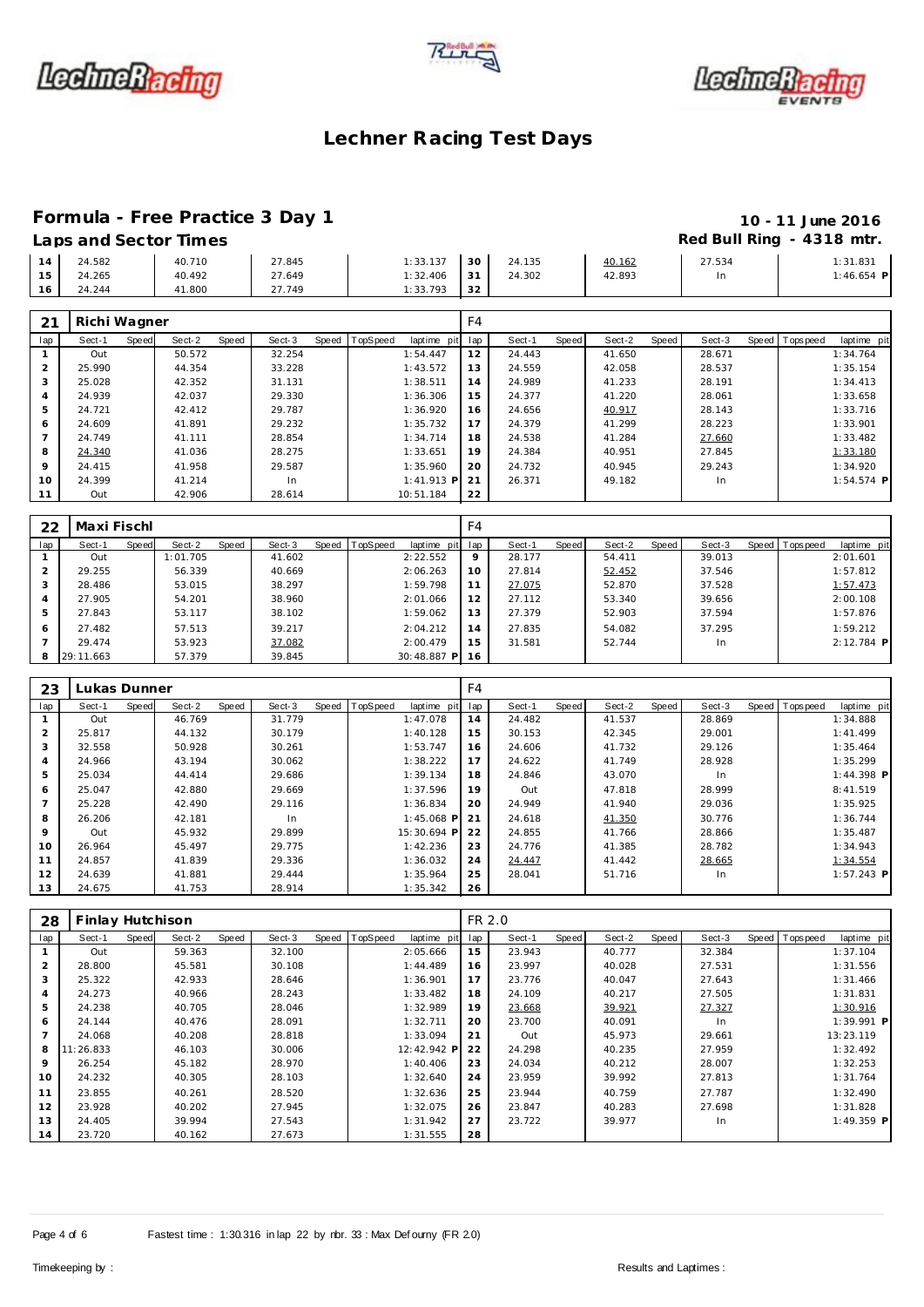# Lechner Racing Test Days

## Formula - Free Practice 3 Day 1

**10 - 11 June 2016**

**Laps and Sector Times**

**Red Bull Ring - 4318 mtr.**

| lap | Sect-1 | Speed | Sect-2 | Speed | Sect-3 | Speed | TopSpeed | laptime pit | lap | Sect-1 | Speed | Sect-2 | Speed | Sect-3 | Speed | Topspeed | laptime pit |
|---|---|---|---|---|---|---|---|---|---|---|---|---|---|---|---|---|---|
| 14 | 24.582 | | 40.710 | | 27.845 | | | 1:33.137 | 30 | 24.135 | | 40.162 | | 27.534 | | | 1:31.831 |
| 15 | 24.265 | | 40.492 | | 27.649 | | | 1:32.406 | 31 | 24.302 | | 42.893 | | In | | | 1:46.654 P |
| 16 | 24.244 | | 41.800 | | 27.749 | | | 1:33.793 | 32 | | | | | | | | |

### 21 Richi Wagner — F4

| lap | Sect-1 | Speed | Sect-2 | Speed | Sect-3 | Speed | TopSpeed | laptime pit | lap | Sect-1 | Speed | Sect-2 | Speed | Sect-3 | Speed | Topspeed | laptime pit |
|---|---|---|---|---|---|---|---|---|---|---|---|---|---|---|---|---|---|
| 1 | Out | | 50.572 | | 32.254 | | | 1:54.447 | 12 | 24.443 | | 41.650 | | 28.671 | | | 1:34.764 |
| 2 | 25.990 | | 44.354 | | 33.228 | | | 1:43.572 | 13 | 24.559 | | 42.058 | | 28.537 | | | 1:35.154 |
| 3 | 25.028 | | 42.352 | | 31.131 | | | 1:38.511 | 14 | 24.989 | | 41.233 | | 28.191 | | | 1:34.413 |
| 4 | 24.939 | | 42.037 | | 29.330 | | | 1:36.306 | 15 | 24.377 | | 41.220 | | 28.061 | | | 1:33.658 |
| 5 | 24.721 | | 42.412 | | 29.787 | | | 1:36.920 | 16 | 24.656 | | 40.917 | | 28.143 | | | 1:33.716 |
| 6 | 24.609 | | 41.891 | | 29.232 | | | 1:35.732 | 17 | 24.379 | | 41.299 | | 28.223 | | | 1:33.901 |
| 7 | 24.749 | | 41.111 | | 28.854 | | | 1:34.714 | 18 | 24.538 | | 41.284 | | 27.660 | | | 1:33.482 |
| 8 | 24.340 | | 41.036 | | 28.275 | | | 1:33.651 | 19 | 24.384 | | 40.951 | | 27.845 | | | 1:33.180 |
| 9 | 24.415 | | 41.958 | | 29.587 | | | 1:35.960 | 20 | 24.732 | | 40.945 | | 29.243 | | | 1:34.920 |
| 10 | 24.399 | | 41.214 | | In | | | 1:41.913 P | 21 | 26.371 | | 49.182 | | In | | | 1:54.574 P |
| 11 | Out | | 42.906 | | 28.614 | | | 10:51.184 | 22 | | | | | | | | |

### 22 Maxi Fischl — F4

| lap | Sect-1 | Speed | Sect-2 | Speed | Sect-3 | Speed | TopSpeed | laptime pit | lap | Sect-1 | Speed | Sect-2 | Speed | Sect-3 | Speed | Topspeed | laptime pit |
|---|---|---|---|---|---|---|---|---|---|---|---|---|---|---|---|---|---|
| 1 | Out | | 1:01.705 | | 41.602 | | | 2:22.552 | 9 | 28.177 | | 54.411 | | 39.013 | | | 2:01.601 |
| 2 | 29.255 | | 56.339 | | 40.669 | | | 2:06.263 | 10 | 27.814 | | 52.452 | | 37.546 | | | 1:57.812 |
| 3 | 28.486 | | 53.015 | | 38.297 | | | 1:59.798 | 11 | 27.075 | | 52.870 | | 37.528 | | | 1:57.473 |
| 4 | 27.905 | | 54.201 | | 38.960 | | | 2:01.066 | 12 | 27.112 | | 53.340 | | 39.656 | | | 2:00.108 |
| 5 | 27.843 | | 53.117 | | 38.102 | | | 1:59.062 | 13 | 27.379 | | 52.903 | | 37.594 | | | 1:57.876 |
| 6 | 27.482 | | 57.513 | | 39.217 | | | 2:04.212 | 14 | 27.835 | | 54.082 | | 37.295 | | | 1:59.212 |
| 7 | 29.474 | | 53.923 | | 37.082 | | | 2:00.479 | 15 | 31.581 | | 52.744 | | In | | | 2:12.784 P |
| 8 | 29:11.663 | | 57.379 | | 39.845 | | | 30:48.887 P | 16 | | | | | | | | |

### 23 Lukas Dunner — F4

| lap | Sect-1 | Speed | Sect-2 | Speed | Sect-3 | Speed | TopSpeed | laptime pit | lap | Sect-1 | Speed | Sect-2 | Speed | Sect-3 | Speed | Topspeed | laptime pit |
|---|---|---|---|---|---|---|---|---|---|---|---|---|---|---|---|---|---|
| 1 | Out | | 46.769 | | 31.779 | | | 1:47.078 | 14 | 24.482 | | 41.537 | | 28.869 | | | 1:34.888 |
| 2 | 25.817 | | 44.132 | | 30.179 | | | 1:40.128 | 15 | 30.153 | | 42.345 | | 29.001 | | | 1:41.499 |
| 3 | 32.558 | | 50.928 | | 30.261 | | | 1:53.747 | 16 | 24.606 | | 41.732 | | 29.126 | | | 1:35.464 |
| 4 | 24.966 | | 43.194 | | 30.062 | | | 1:38.222 | 17 | 24.622 | | 41.749 | | 28.928 | | | 1:35.299 |
| 5 | 25.034 | | 44.414 | | 29.686 | | | 1:39.134 | 18 | 24.846 | | 43.070 | | In | | | 1:44.398 P |
| 6 | 25.047 | | 42.880 | | 29.669 | | | 1:37.596 | 19 | Out | | 47.818 | | 28.999 | | | 8:41.519 |
| 7 | 25.228 | | 42.490 | | 29.116 | | | 1:36.834 | 20 | 24.949 | | 41.940 | | 29.036 | | | 1:35.925 |
| 8 | 26.206 | | 42.181 | | In | | | 1:45.068 P | 21 | 24.618 | | 41.350 | | 30.776 | | | 1:36.744 |
| 9 | Out | | 45.932 | | 29.899 | | | 15:30.694 P | 22 | 24.855 | | 41.766 | | 28.866 | | | 1:35.487 |
| 10 | 26.964 | | 45.497 | | 29.775 | | | 1:42.236 | 23 | 24.776 | | 41.385 | | 28.782 | | | 1:34.943 |
| 11 | 24.857 | | 41.839 | | 29.336 | | | 1:36.032 | 24 | 24.447 | | 41.442 | | 28.665 | | | 1:34.554 |
| 12 | 24.639 | | 41.881 | | 29.444 | | | 1:35.964 | 25 | 28.041 | | 51.716 | | In | | | 1:57.243 P |
| 13 | 24.675 | | 41.753 | | 28.914 | | | 1:35.342 | 26 | | | | | | | | |

### 28 Finlay Hutchison — FR 2.0

| lap | Sect-1 | Speed | Sect-2 | Speed | Sect-3 | Speed | TopSpeed | laptime pit | lap | Sect-1 | Speed | Sect-2 | Speed | Sect-3 | Speed | Topspeed | laptime pit |
|---|---|---|---|---|---|---|---|---|---|---|---|---|---|---|---|---|---|
| 1 | Out | | 59.363 | | 32.100 | | | 2:05.666 | 15 | 23.943 | | 40.777 | | 32.384 | | | 1:37.104 |
| 2 | 28.800 | | 45.581 | | 30.108 | | | 1:44.489 | 16 | 23.997 | | 40.028 | | 27.531 | | | 1:31.556 |
| 3 | 25.322 | | 42.933 | | 28.646 | | | 1:36.901 | 17 | 23.776 | | 40.047 | | 27.643 | | | 1:31.466 |
| 4 | 24.273 | | 40.966 | | 28.243 | | | 1:33.482 | 18 | 24.109 | | 40.217 | | 27.505 | | | 1:31.831 |
| 5 | 24.238 | | 40.705 | | 28.046 | | | 1:32.989 | 19 | 23.668 | | 39.921 | | 27.327 | | | 1:30.916 |
| 6 | 24.144 | | 40.476 | | 28.091 | | | 1:32.711 | 20 | 23.700 | | 40.091 | | In | | | 1:39.991 P |
| 7 | 24.068 | | 40.208 | | 28.818 | | | 1:33.094 | 21 | Out | | 45.973 | | 29.661 | | | 13:23.119 |
| 8 | 11:26.833 | | 46.103 | | 30.006 | | | 12:42.942 P | 22 | 24.298 | | 40.235 | | 27.959 | | | 1:32.492 |
| 9 | 26.254 | | 45.182 | | 28.970 | | | 1:40.406 | 23 | 24.034 | | 40.212 | | 28.007 | | | 1:32.253 |
| 10 | 24.232 | | 40.305 | | 28.103 | | | 1:32.640 | 24 | 23.959 | | 39.992 | | 27.813 | | | 1:31.764 |
| 11 | 23.855 | | 40.261 | | 28.520 | | | 1:32.636 | 25 | 23.944 | | 40.759 | | 27.787 | | | 1:32.490 |
| 12 | 23.928 | | 40.202 | | 27.945 | | | 1:32.075 | 26 | 23.847 | | 40.283 | | 27.698 | | | 1:31.828 |
| 13 | 24.405 | | 39.994 | | 27.543 | | | 1:31.942 | 27 | 23.722 | | 39.977 | | In | | | 1:49.359 P |
| 14 | 23.720 | | 40.162 | | 27.673 | | | 1:31.555 | 28 | | | | | | | | |

Fastest time : 1:30.316 in lap 22 by nbr. 33 : Max Defourny (FR 2.0)

Timekeeping by :

Results and Laptimes :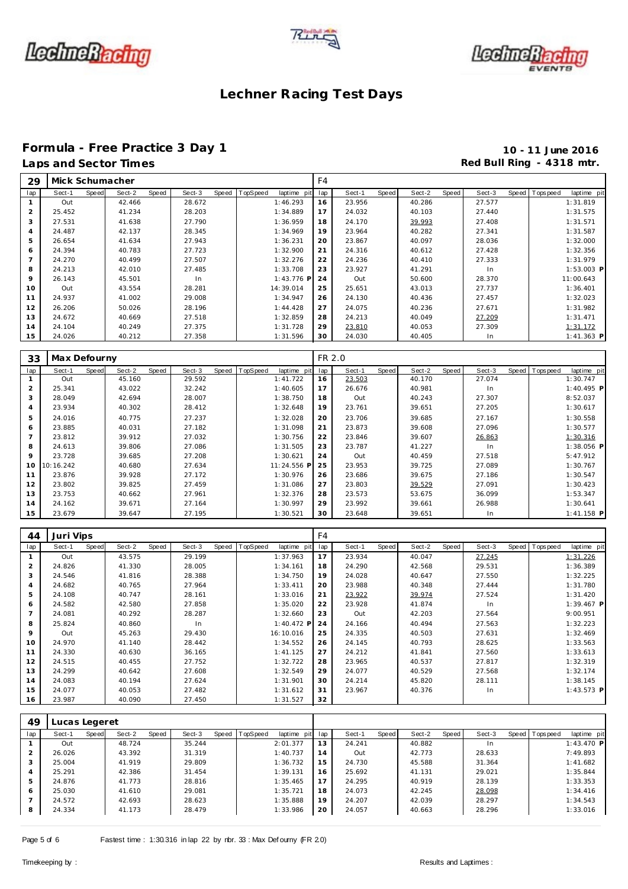# Lechner Racing Test Days

## Formula - Free Practice 3 Day 1

**Laps and Sector Times**

**10 - 11 June 2016**
**Red Bull Ring - 4318 mtr.**

| 29 | Mick Schumacher | | | | | | | | F4 | | | | | | | | | |
|---|---|---|---|---|---|---|---|---|---|---|---|---|---|---|---|---|---|---|
| lap | Sect-1 | Speed | Sect-2 | Speed | Sect-3 | Speed | TopSpeed | laptime pit | lap | Sect-1 | Speed | Sect-2 | Speed | Sect-3 | Speed | Topspeed | laptime pit |
| 1 | Out | | 42.466 | | 28.672 | | | 1:46.293 | 16 | 23.956 | | 40.286 | | 27.577 | | | 1:31.819 |
| 2 | 25.452 | | 41.234 | | 28.203 | | | 1:34.889 | 17 | 24.032 | | 40.103 | | 27.440 | | | 1:31.575 |
| 3 | 27.531 | | 41.638 | | 27.790 | | | 1:36.959 | 18 | 24.170 | | 39.993 | | 27.408 | | | 1:31.571 |
| 4 | 24.487 | | 42.137 | | 28.345 | | | 1:34.969 | 19 | 23.964 | | 40.282 | | 27.341 | | | 1:31.587 |
| 5 | 26.654 | | 41.634 | | 27.943 | | | 1:36.231 | 20 | 23.867 | | 40.097 | | 28.036 | | | 1:32.000 |
| 6 | 24.394 | | 40.783 | | 27.723 | | | 1:32.900 | 21 | 24.316 | | 40.612 | | 27.428 | | | 1:32.356 |
| 7 | 24.270 | | 40.499 | | 27.507 | | | 1:32.276 | 22 | 24.236 | | 40.410 | | 27.333 | | | 1:31.979 |
| 8 | 24.213 | | 42.010 | | 27.485 | | | 1:33.708 | 23 | 23.927 | | 41.291 | | In | | | 1:53.003 P |
| 9 | 26.143 | | 45.501 | | In | | | 1:43.776 P | 24 | Out | | 50.600 | | 28.370 | | | 11:00.643 |
| 10 | Out | | 43.554 | | 28.281 | | | 14:39.014 | 25 | 25.651 | | 43.013 | | 27.737 | | | 1:36.401 |
| 11 | 24.937 | | 41.002 | | 29.008 | | | 1:34.947 | 26 | 24.130 | | 40.436 | | 27.457 | | | 1:32.023 |
| 12 | 26.206 | | 50.026 | | 28.196 | | | 1:44.428 | 27 | 24.075 | | 40.236 | | 27.671 | | | 1:31.982 |
| 13 | 24.672 | | 40.669 | | 27.518 | | | 1:32.859 | 28 | 24.213 | | 40.049 | | 27.209 | | | 1:31.471 |
| 14 | 24.104 | | 40.249 | | 27.375 | | | 1:31.728 | 29 | 23.810 | | 40.053 | | 27.309 | | | 1:31.172 |
| 15 | 24.026 | | 40.212 | | 27.358 | | | 1:31.596 | 30 | 24.030 | | 40.405 | | In | | | 1:41.363 P |

| 33 | Max Defourny | | | | | | | | FR 2.0 | | | | | | | | | |
|---|---|---|---|---|---|---|---|---|---|---|---|---|---|---|---|---|---|---|
| lap | Sect-1 | Speed | Sect-2 | Speed | Sect-3 | Speed | TopSpeed | laptime pit | lap | Sect-1 | Speed | Sect-2 | Speed | Sect-3 | Speed | Topspeed | laptime pit |
| 1 | Out | | 45.160 | | 29.592 | | | 1:41.722 | 16 | 23.503 | | 40.170 | | 27.074 | | | 1:30.747 |
| 2 | 25.341 | | 43.022 | | 32.242 | | | 1:40.605 | 17 | 26.676 | | 40.981 | | In | | | 1:40.495 P |
| 3 | 28.049 | | 42.694 | | 28.007 | | | 1:38.750 | 18 | Out | | 40.243 | | 27.307 | | | 8:52.037 |
| 4 | 23.934 | | 40.302 | | 28.412 | | | 1:32.648 | 19 | 23.761 | | 39.651 | | 27.205 | | | 1:30.617 |
| 5 | 24.016 | | 40.775 | | 27.237 | | | 1:32.028 | 20 | 23.706 | | 39.685 | | 27.167 | | | 1:30.558 |
| 6 | 23.885 | | 40.031 | | 27.182 | | | 1:31.098 | 21 | 23.873 | | 39.608 | | 27.096 | | | 1:30.577 |
| 7 | 23.812 | | 39.912 | | 27.032 | | | 1:30.756 | 22 | 23.846 | | 39.607 | | 26.863 | | | 1:30.316 |
| 8 | 24.613 | | 39.806 | | 27.086 | | | 1:31.505 | 23 | 23.787 | | 41.227 | | In | | | 1:38.056 P |
| 9 | 23.728 | | 39.685 | | 27.208 | | | 1:30.621 | 24 | Out | | 40.459 | | 27.518 | | | 5:47.912 |
| 10 | 10:16.242 | | 40.680 | | 27.634 | | | 11:24.556 P | 25 | 23.953 | | 39.725 | | 27.089 | | | 1:30.767 |
| 11 | 23.876 | | 39.928 | | 27.172 | | | 1:30.976 | 26 | 23.686 | | 39.675 | | 27.186 | | | 1:30.547 |
| 12 | 23.802 | | 39.825 | | 27.459 | | | 1:31.086 | 27 | 23.803 | | 39.529 | | 27.091 | | | 1:30.423 |
| 13 | 23.753 | | 40.662 | | 27.961 | | | 1:32.376 | 28 | 23.573 | | 53.675 | | 36.099 | | | 1:53.347 |
| 14 | 24.162 | | 39.671 | | 27.164 | | | 1:30.997 | 29 | 23.992 | | 39.661 | | 26.988 | | | 1:30.641 |
| 15 | 23.679 | | 39.647 | | 27.195 | | | 1:30.521 | 30 | 23.648 | | 39.651 | | In | | | 1:41.158 P |

| 44 | Juri Vips | | | | | | | | F4 | | | | | | | | | |
|---|---|---|---|---|---|---|---|---|---|---|---|---|---|---|---|---|---|---|
| lap | Sect-1 | Speed | Sect-2 | Speed | Sect-3 | Speed | TopSpeed | laptime pit | lap | Sect-1 | Speed | Sect-2 | Speed | Sect-3 | Speed | Topspeed | laptime pit |
| 1 | Out | | 43.575 | | 29.199 | | | 1:37.963 | 17 | 23.934 | | 40.047 | | 27.245 | | | 1:31.226 |
| 2 | 24.826 | | 41.330 | | 28.005 | | | 1:34.161 | 18 | 24.290 | | 42.568 | | 29.531 | | | 1:36.389 |
| 3 | 24.546 | | 41.816 | | 28.388 | | | 1:34.750 | 19 | 24.028 | | 40.647 | | 27.550 | | | 1:32.225 |
| 4 | 24.682 | | 40.765 | | 27.964 | | | 1:33.411 | 20 | 23.988 | | 40.348 | | 27.444 | | | 1:31.780 |
| 5 | 24.108 | | 40.747 | | 28.161 | | | 1:33.016 | 21 | 23.922 | | 39.974 | | 27.524 | | | 1:31.420 |
| 6 | 24.582 | | 42.580 | | 27.858 | | | 1:35.020 | 22 | 23.928 | | 41.874 | | In | | | 1:39.467 P |
| 7 | 24.081 | | 40.292 | | 28.287 | | | 1:32.660 | 23 | Out | | 42.203 | | 27.564 | | | 9:00.951 |
| 8 | 25.824 | | 40.860 | | In | | | 1:40.472 P | 24 | 24.166 | | 40.494 | | 27.563 | | | 1:32.223 |
| 9 | Out | | 45.263 | | 29.430 | | | 16:10.016 | 25 | 24.335 | | 40.503 | | 27.631 | | | 1:32.469 |
| 10 | 24.970 | | 41.140 | | 28.442 | | | 1:34.552 | 26 | 24.145 | | 40.793 | | 28.625 | | | 1:33.563 |
| 11 | 24.330 | | 40.630 | | 36.165 | | | 1:41.125 | 27 | 24.212 | | 41.841 | | 27.560 | | | 1:33.613 |
| 12 | 24.515 | | 40.455 | | 27.752 | | | 1:32.722 | 28 | 23.965 | | 40.537 | | 27.817 | | | 1:32.319 |
| 13 | 24.299 | | 40.642 | | 27.608 | | | 1:32.549 | 29 | 24.077 | | 40.529 | | 27.568 | | | 1:32.174 |
| 14 | 24.083 | | 40.194 | | 27.624 | | | 1:31.901 | 30 | 24.214 | | 45.820 | | 28.111 | | | 1:38.145 |
| 15 | 24.077 | | 40.053 | | 27.482 | | | 1:31.612 | 31 | 23.967 | | 40.376 | | In | | | 1:43.573 P |
| 16 | 23.987 | | 40.090 | | 27.450 | | | 1:31.527 | 32 | | | | | | | | |

| 49 | Lucas Legeret | | | | | | | | | | | | | | | | | |
|---|---|---|---|---|---|---|---|---|---|---|---|---|---|---|---|---|---|---|
| lap | Sect-1 | Speed | Sect-2 | Speed | Sect-3 | Speed | TopSpeed | laptime pit | lap | Sect-1 | Speed | Sect-2 | Speed | Sect-3 | Speed | Topspeed | laptime pit |
| 1 | Out | | 48.724 | | 35.244 | | | 2:01.377 | 13 | 24.241 | | 40.882 | | In | | | 1:43.470 P |
| 2 | 26.026 | | 43.392 | | 31.319 | | | 1:40.737 | 14 | Out | | 42.773 | | 28.633 | | | 7:49.893 |
| 3 | 25.004 | | 41.919 | | 29.809 | | | 1:36.732 | 15 | 24.730 | | 45.588 | | 31.364 | | | 1:41.682 |
| 4 | 25.291 | | 42.386 | | 31.454 | | | 1:39.131 | 16 | 25.692 | | 41.131 | | 29.021 | | | 1:35.844 |
| 5 | 24.876 | | 41.773 | | 28.816 | | | 1:35.465 | 17 | 24.295 | | 40.919 | | 28.139 | | | 1:33.353 |
| 6 | 25.030 | | 41.610 | | 29.081 | | | 1:35.721 | 18 | 24.073 | | 42.245 | | 28.098 | | | 1:34.416 |
| 7 | 24.572 | | 42.693 | | 28.623 | | | 1:35.888 | 19 | 24.207 | | 42.039 | | 28.297 | | | 1:34.543 |
| 8 | 24.334 | | 41.173 | | 28.479 | | | 1:33.986 | 20 | 24.057 | | 40.663 | | 28.296 | | | 1:33.016 |

Fastest time : 1:30.316 in lap 22 by nbr. 33 : Max Defourny (FR 2.0)

Timekeeping by :

Results and Laptimes :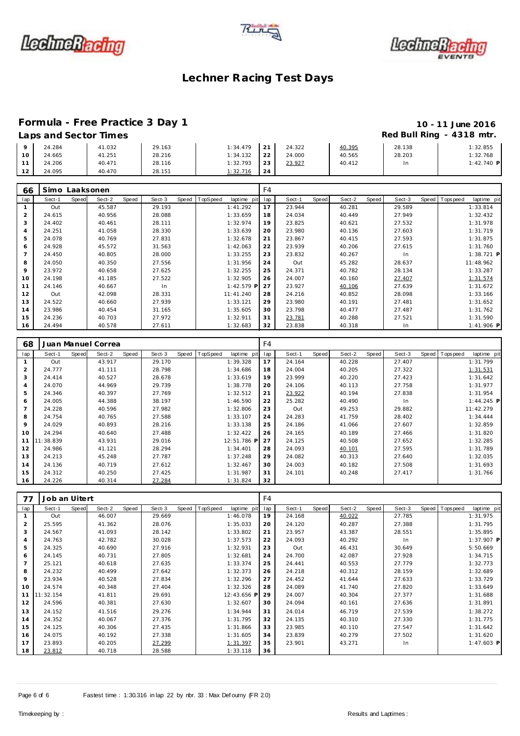# Lechner Racing Test Days

## Formula - Free Practice 3 Day 1

**10 - 11 June 2016**

### Laps and Sector Times

**Red Bull Ring - 4318 mtr.**

| lap | Sect-1 | Speed | Sect-2 | Speed | Sect-3 | Speed | TopSpeed | laptime pit | lap | Sect-1 | Speed | Sect-2 | Speed | Sect-3 | Speed | Topspeed | laptime pit |
|---|---|---|---|---|---|---|---|---|---|---|---|---|---|---|---|---|---|
| 9 | 24.284 | | 41.032 | | 29.163 | | | 1:34.479 | 21 | 24.322 | | 40.395 | | 28.138 | | | 1:32.855 |
| 10 | 24.665 | | 41.251 | | 28.216 | | | 1:34.132 | 22 | 24.000 | | 40.565 | | 28.203 | | | 1:32.768 |
| 11 | 24.206 | | 40.471 | | 28.116 | | | 1:32.793 | 23 | 23.927 | | 40.412 | | In | | | 1:42.740 P |
| 12 | 24.095 | | 40.470 | | 28.151 | | | 1:32.716 | 24 | | | | | | | | |

**66 Simo Laaksonen** F4

| lap | Sect-1 | Speed | Sect-2 | Speed | Sect-3 | Speed | TopSpeed | laptime pit | lap | Sect-1 | Speed | Sect-2 | Speed | Sect-3 | Speed | Topspeed | laptime pit |
|---|---|---|---|---|---|---|---|---|---|---|---|---|---|---|---|---|---|
| 1 | Out | | 45.587 | | 29.193 | | | 1:41.292 | 17 | 23.944 | | 40.281 | | 29.589 | | | 1:33.814 |
| 2 | 24.615 | | 40.956 | | 28.088 | | | 1:33.659 | 18 | 24.034 | | 40.449 | | 27.949 | | | 1:32.432 |
| 3 | 24.402 | | 40.461 | | 28.111 | | | 1:32.974 | 19 | 23.825 | | 40.621 | | 27.532 | | | 1:31.978 |
| 4 | 24.251 | | 41.058 | | 28.330 | | | 1:33.639 | 20 | 23.980 | | 40.136 | | 27.603 | | | 1:31.719 |
| 5 | 24.078 | | 40.769 | | 27.831 | | | 1:32.678 | 21 | 23.867 | | 40.415 | | 27.593 | | | 1:31.875 |
| 6 | 24.928 | | 45.572 | | 31.563 | | | 1:42.063 | 22 | 23.939 | | 40.206 | | 27.615 | | | 1:31.760 |
| 7 | 24.450 | | 40.805 | | 28.000 | | | 1:33.255 | 23 | 23.832 | | 40.267 | | In | | | 1:38.721 P |
| 8 | 24.050 | | 40.350 | | 27.556 | | | 1:31.956 | 24 | Out | | 45.282 | | 28.637 | | | 11:48.962 |
| 9 | 23.972 | | 40.658 | | 27.625 | | | 1:32.255 | 25 | 24.371 | | 40.782 | | 28.134 | | | 1:33.287 |
| 10 | 24.198 | | 41.185 | | 27.522 | | | 1:32.905 | 26 | 24.007 | | 40.160 | | 27.407 | | | 1:31.574 |
| 11 | 24.146 | | 40.667 | | In | | | 1:42.579 P | 27 | 23.927 | | 40.106 | | 27.639 | | | 1:31.672 |
| 12 | Out | | 42.098 | | 28.331 | | | 11:41.240 | 28 | 24.216 | | 40.852 | | 28.098 | | | 1:33.166 |
| 13 | 24.522 | | 40.660 | | 27.939 | | | 1:33.121 | 29 | 23.980 | | 40.191 | | 27.481 | | | 1:31.652 |
| 14 | 23.986 | | 40.454 | | 31.165 | | | 1:35.605 | 30 | 23.798 | | 40.477 | | 27.487 | | | 1:31.762 |
| 15 | 24.236 | | 40.703 | | 27.972 | | | 1:32.911 | 31 | 23.781 | | 40.288 | | 27.521 | | | 1:31.590 |
| 16 | 24.494 | | 40.578 | | 27.611 | | | 1:32.683 | 32 | 23.838 | | 40.318 | | In | | | 1:41.906 P |

**68 Juan Manuel Correa** F4

| lap | Sect-1 | Speed | Sect-2 | Speed | Sect-3 | Speed | TopSpeed | laptime pit | lap | Sect-1 | Speed | Sect-2 | Speed | Sect-3 | Speed | Topspeed | laptime pit |
|---|---|---|---|---|---|---|---|---|---|---|---|---|---|---|---|---|---|
| 1 | Out | | 43.917 | | 29.170 | | | 1:39.328 | 17 | 24.164 | | 40.228 | | 27.407 | | | 1:31.799 |
| 2 | 24.777 | | 41.111 | | 28.798 | | | 1:34.686 | 18 | 24.004 | | 40.205 | | 27.322 | | | 1:31.531 |
| 3 | 24.414 | | 40.527 | | 28.678 | | | 1:33.619 | 19 | 23.999 | | 40.220 | | 27.423 | | | 1:31.642 |
| 4 | 24.070 | | 44.969 | | 29.739 | | | 1:38.778 | 20 | 24.106 | | 40.113 | | 27.758 | | | 1:31.977 |
| 5 | 24.346 | | 40.397 | | 27.769 | | | 1:32.512 | 21 | 23.922 | | 40.194 | | 27.838 | | | 1:31.954 |
| 6 | 24.005 | | 44.388 | | 38.197 | | | 1:46.590 | 22 | 25.282 | | 40.490 | | In | | | 1:44.245 P |
| 7 | 24.228 | | 40.596 | | 27.982 | | | 1:32.806 | 23 | Out | | 49.253 | | 29.882 | | | 11:42.279 |
| 8 | 24.754 | | 40.765 | | 27.588 | | | 1:33.107 | 24 | 24.283 | | 41.759 | | 28.402 | | | 1:34.444 |
| 9 | 24.029 | | 40.893 | | 28.216 | | | 1:33.138 | 25 | 24.186 | | 41.066 | | 27.607 | | | 1:32.859 |
| 10 | 24.294 | | 40.640 | | 27.488 | | | 1:32.422 | 26 | 24.165 | | 40.189 | | 27.466 | | | 1:31.820 |
| 11 | 11:38.839 | | 43.931 | | 29.016 | | | 12:51.786 P | 27 | 24.125 | | 40.508 | | 27.652 | | | 1:32.285 |
| 12 | 24.986 | | 41.121 | | 28.294 | | | 1:34.401 | 28 | 24.093 | | 40.101 | | 27.595 | | | 1:31.789 |
| 13 | 24.213 | | 45.248 | | 27.787 | | | 1:37.248 | 29 | 24.082 | | 40.313 | | 27.640 | | | 1:32.035 |
| 14 | 24.136 | | 40.719 | | 27.612 | | | 1:32.467 | 30 | 24.003 | | 40.182 | | 27.508 | | | 1:31.693 |
| 15 | 24.312 | | 40.250 | | 27.425 | | | 1:31.987 | 31 | 24.101 | | 40.248 | | 27.417 | | | 1:31.766 |
| 16 | 24.226 | | 40.314 | | 27.284 | | | 1:31.824 | 32 | | | | | | | | |

**77 Job an Uitert** F4

| lap | Sect-1 | Speed | Sect-2 | Speed | Sect-3 | Speed | TopSpeed | laptime pit | lap | Sect-1 | Speed | Sect-2 | Speed | Sect-3 | Speed | Topspeed | laptime pit |
|---|---|---|---|---|---|---|---|---|---|---|---|---|---|---|---|---|---|
| 1 | Out | | 46.007 | | 29.669 | | | 1:46.078 | 19 | 24.168 | | 40.022 | | 27.785 | | | 1:31.975 |
| 2 | 25.595 | | 41.362 | | 28.076 | | | 1:35.033 | 20 | 24.120 | | 40.287 | | 27.388 | | | 1:31.795 |
| 3 | 24.567 | | 41.093 | | 28.142 | | | 1:33.802 | 21 | 23.957 | | 43.387 | | 28.551 | | | 1:35.895 |
| 4 | 24.763 | | 42.782 | | 30.028 | | | 1:37.573 | 22 | 24.093 | | 40.292 | | In | | | 1:37.907 P |
| 5 | 24.325 | | 40.690 | | 27.916 | | | 1:32.931 | 23 | Out | | 46.431 | | 30.649 | | | 5:50.669 |
| 6 | 24.145 | | 40.731 | | 27.805 | | | 1:32.681 | 24 | 24.700 | | 42.087 | | 27.928 | | | 1:34.715 |
| 7 | 25.121 | | 40.618 | | 27.635 | | | 1:33.374 | 25 | 24.441 | | 40.553 | | 27.779 | | | 1:32.773 |
| 8 | 24.232 | | 40.499 | | 27.642 | | | 1:32.373 | 26 | 24.218 | | 40.312 | | 28.159 | | | 1:32.689 |
| 9 | 23.934 | | 40.528 | | 27.834 | | | 1:32.296 | 27 | 24.452 | | 41.644 | | 27.633 | | | 1:33.729 |
| 10 | 24.574 | | 40.348 | | 27.404 | | | 1:32.326 | 28 | 24.089 | | 41.740 | | 27.820 | | | 1:33.649 |
| 11 | 11:32.154 | | 41.811 | | 29.691 | | | 12:43.656 P | 29 | 24.007 | | 40.304 | | 27.377 | | | 1:31.688 |
| 12 | 24.596 | | 40.381 | | 27.630 | | | 1:32.607 | 30 | 24.094 | | 40.161 | | 27.636 | | | 1:31.891 |
| 13 | 24.152 | | 41.516 | | 29.276 | | | 1:34.944 | 31 | 24.014 | | 46.719 | | 27.539 | | | 1:38.272 |
| 14 | 24.352 | | 40.067 | | 27.376 | | | 1:31.795 | 32 | 24.135 | | 40.310 | | 27.330 | | | 1:31.775 |
| 15 | 24.125 | | 40.306 | | 27.435 | | | 1:31.866 | 33 | 23.985 | | 40.110 | | 27.547 | | | 1:31.642 |
| 16 | 24.075 | | 40.192 | | 27.338 | | | 1:31.605 | 34 | 23.839 | | 40.279 | | 27.502 | | | 1:31.620 |
| 17 | 23.893 | | 40.205 | | 27.299 | | | 1:31.397 | 35 | 23.901 | | 43.271 | | In | | | 1:47.603 P |
| 18 | 23.812 | | 40.718 | | 28.588 | | | 1:33.118 | 36 | | | | | | | | |

Fastest time : 1:30.316 in lap 22 by nbr. 33 : Max Defourny (FR 2.0)

Timekeeping by :

Results and Laptimes :